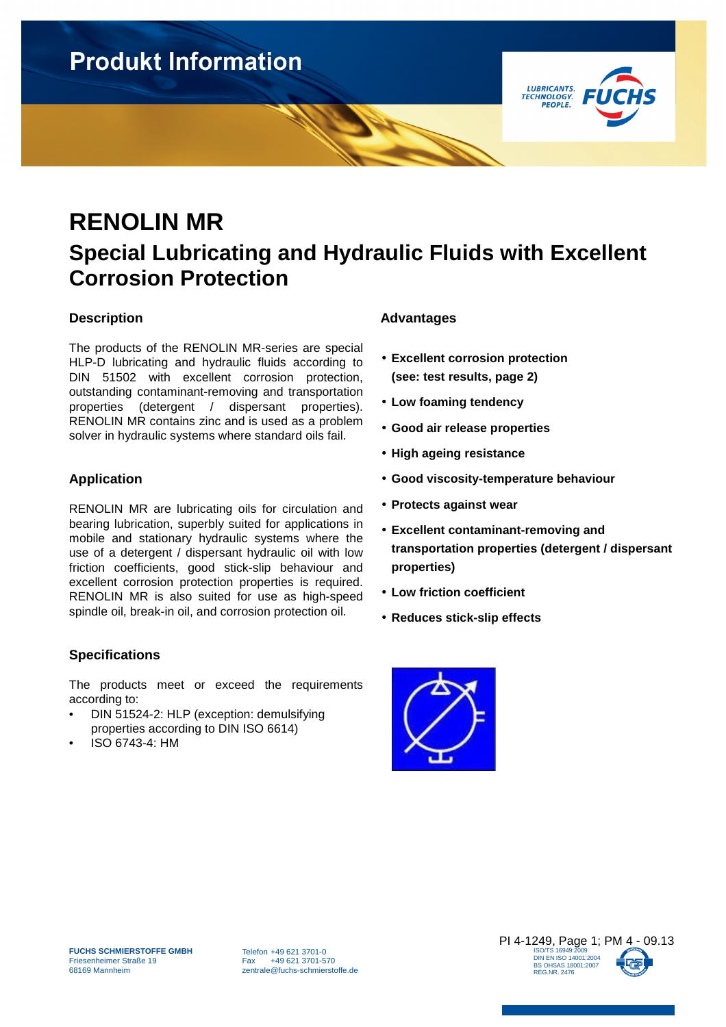# Produkt Information

# RENOLIN MR

## Special Lubricating and Hydraulic Fluids with Excellent Corrosion Protection

### Description

The products of the RENOLIN MR-series are special HLP-D lubricating and hydraulic fluids according to DIN 51502 with excellent corrosion protection, outstanding contaminant-removing and transportation properties (detergent / dispersant properties). RENOLIN MR contains zinc and is used as a problem solver in hydraulic systems where standard oils fail.

### Application

RENOLIN MR are lubricating oils for circulation and bearing lubrication, superbly suited for applications in mobile and stationary hydraulic systems where the use of a detergent / dispersant hydraulic oil with low friction coefficients, good stick-slip behaviour and excellent corrosion protection properties is required. RENOLIN MR is also suited for use as high-speed spindle oil, break-in oil, and corrosion protection oil.

### Specifications

The products meet or exceed the requirements according to:

- DIN 51524-2: HLP (exception: demulsifying properties according to DIN ISO 6614)
- ISO 6743-4: HM

### Advantages

- **Excellent corrosion protection (see: test results, page 2)**
- **Low foaming tendency**
- **Good air release properties**
- **High ageing resistance**
- **Good viscosity-temperature behaviour**
- **Protects against wear**
- **Excellent contaminant-removing and transportation properties (detergent / dispersant properties)**
- **Low friction coefficient**
- **Reduces stick-slip effects**

**FUCHS SCHMIERSTOFFE GMBH**
Friesenheimer Straße 19
68169 Mannheim

Telefon +49 621 3701-0
Fax +49 621 3701-570
zentrale@fuchs-schmierstoffe.de

PI 4-1249, Page 1; PM 4 - 09.13

ISO/TS 16949:2009
DIN EN ISO 14001:2004
BS OHSAS 18001:2007
REG.NR. 2476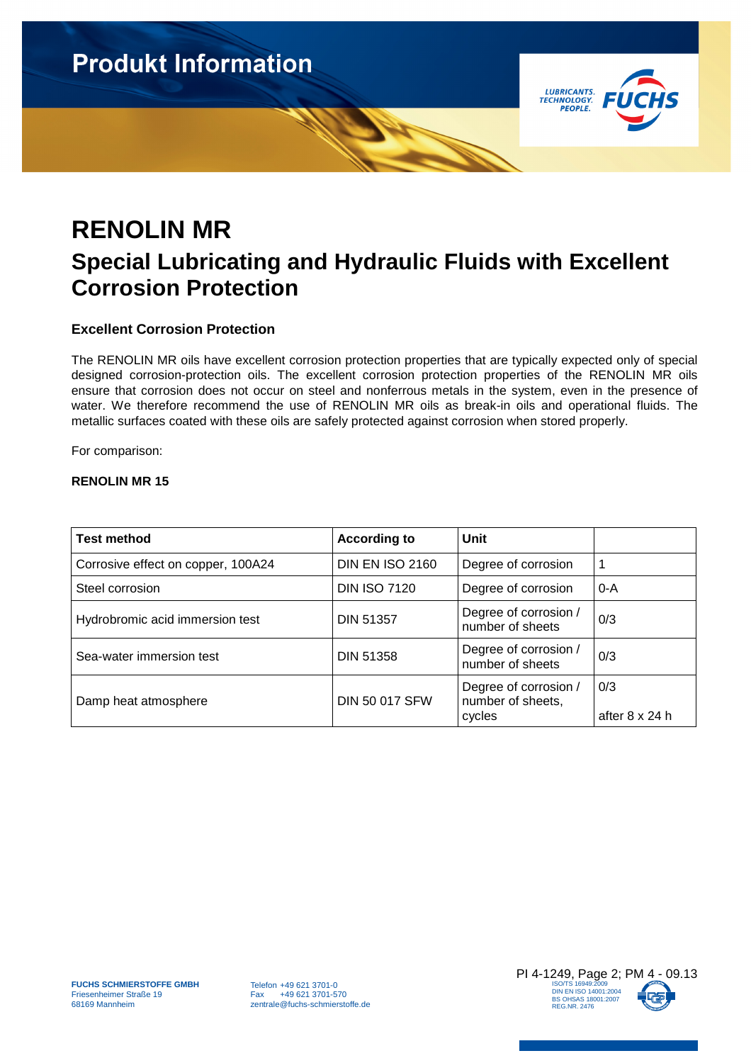# RENOLIN MR

## Special Lubricating and Hydraulic Fluids with Excellent Corrosion Protection

### Excellent Corrosion Protection

The RENOLIN MR oils have excellent corrosion protection properties that are typically expected only of special designed corrosion-protection oils. The excellent corrosion protection properties of the RENOLIN MR oils ensure that corrosion does not occur on steel and nonferrous metals in the system, even in the presence of water. We therefore recommend the use of RENOLIN MR oils as break-in oils and operational fluids. The metallic surfaces coated with these oils are safely protected against corrosion when stored properly.

For comparison:

**RENOLIN MR 15**

| Test method | According to | Unit | |
|---|---|---|---|
| Corrosive effect on copper, 100A24 | DIN EN ISO 2160 | Degree of corrosion | 1 |
| Steel corrosion | DIN ISO 7120 | Degree of corrosion | 0-A |
| Hydrobromic acid immersion test | DIN 51357 | Degree of corrosion / number of sheets | 0/3 |
| Sea-water immersion test | DIN 51358 | Degree of corrosion / number of sheets | 0/3 |
| Damp heat atmosphere | DIN 50 017 SFW | Degree of corrosion / number of sheets, cycles | 0/3 after 8 x 24 h |

FUCHS SCHMIERSTOFFE GMBH
Friesenheimer Straße 19
68169 Mannheim

Telefon +49 621 3701-0
Fax +49 621 3701-570
zentrale@fuchs-schmierstoffe.de

PI 4-1249, Page 2; PM 4 - 09.13

ISO/TS 16949:2009
DIN EN ISO 14001:2004
BS OHSAS 18001:2007
REG.NR. 2476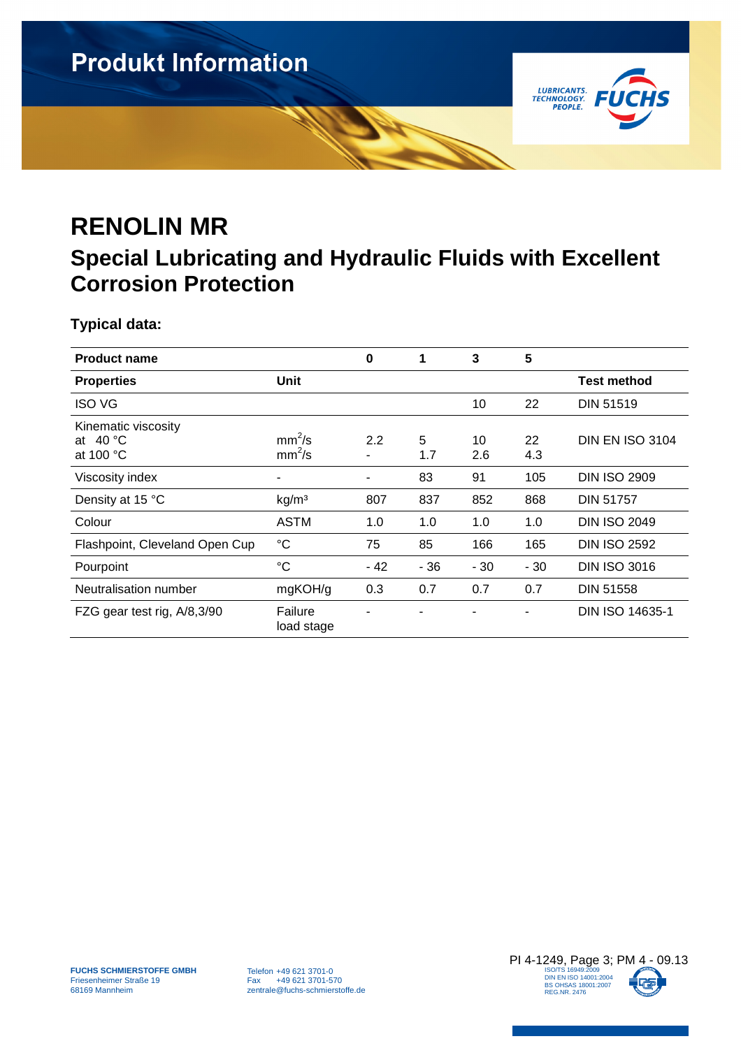# RENOLIN MR

## Special Lubricating and Hydraulic Fluids with Excellent Corrosion Protection

### Typical data:

| Product name | | 0 | 1 | 3 | 5 | |
|---|---|---|---|---|---|---|
| **Properties** | **Unit** | | | | | **Test method** |
| ISO VG | | | | 10 | 22 | DIN 51519 |
| Kinematic viscosity<br>at 40 °C<br>at 100 °C | <br>$mm^2/s$<br>$mm^2/s$ | <br>2.2<br>- | <br>5<br>1.7 | <br>10<br>2.6 | <br>22<br>4.3 | DIN EN ISO 3104 |
| Viscosity index | - | - | 83 | 91 | 105 | DIN ISO 2909 |
| Density at 15 °C | $kg/m^3$ | 807 | 837 | 852 | 868 | DIN 51757 |
| Colour | ASTM | 1.0 | 1.0 | 1.0 | 1.0 | DIN ISO 2049 |
| Flashpoint, Cleveland Open Cup | °C | 75 | 85 | 166 | 165 | DIN ISO 2592 |
| Pourpoint | °C | - 42 | - 36 | - 30 | - 30 | DIN ISO 3016 |
| Neutralisation number | mgKOH/g | 0.3 | 0.7 | 0.7 | 0.7 | DIN 51558 |
| FZG gear test rig, A/8,3/90 | Failure load stage | - | - | - | - | DIN ISO 14635-1 |

**FUCHS SCHMIERSTOFFE GMBH**
Friesenheimer Straße 19
68169 Mannheim

Telefon +49 621 3701-0
Fax +49 621 3701-570
zentrale@fuchs-schmierstoffe.de

PI 4-1249, Page 3; PM 4 - 09.13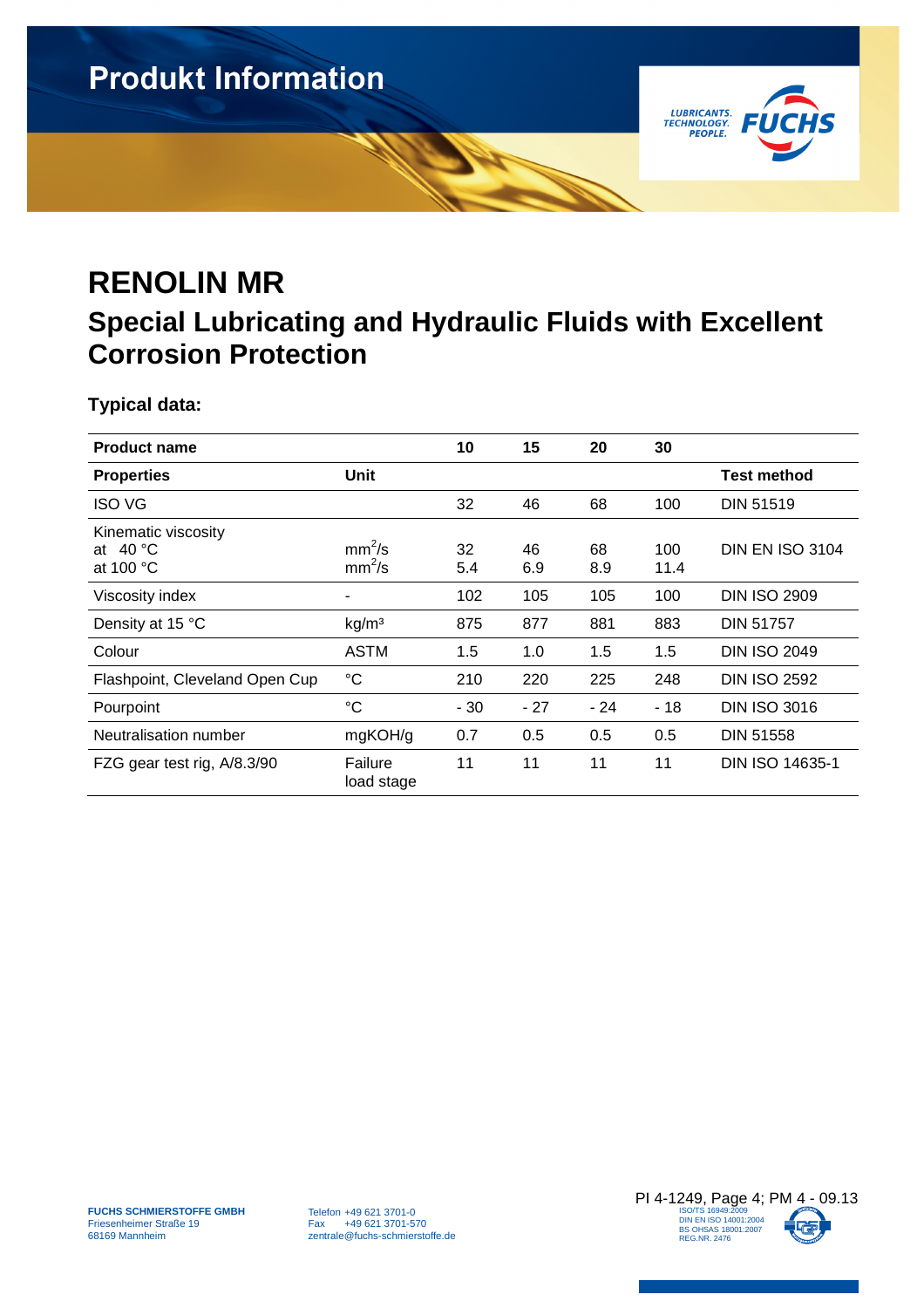# RENOLIN MR

## Special Lubricating and Hydraulic Fluids with Excellent Corrosion Protection

### Typical data:

| Product name | | 10 | 15 | 20 | 30 | |
|---|---|---|---|---|---|---|
| **Properties** | **Unit** | | | | | **Test method** |
| ISO VG | | 32 | 46 | 68 | 100 | DIN 51519 |
| Kinematic viscosity at 40 °C<br>at 100 °C | $mm^2/s$<br>$mm^2/s$ | 32<br>5.4 | 46<br>6.9 | 68<br>8.9 | 100<br>11.4 | DIN EN ISO 3104 |
| Viscosity index | - | 102 | 105 | 105 | 100 | DIN ISO 2909 |
| Density at 15 °C | $kg/m^3$ | 875 | 877 | 881 | 883 | DIN 51757 |
| Colour | ASTM | 1.5 | 1.0 | 1.5 | 1.5 | DIN ISO 2049 |
| Flashpoint, Cleveland Open Cup | °C | 210 | 220 | 225 | 248 | DIN ISO 2592 |
| Pourpoint | °C | - 30 | - 27 | - 24 | - 18 | DIN ISO 3016 |
| Neutralisation number | mgKOH/g | 0.7 | 0.5 | 0.5 | 0.5 | DIN 51558 |
| FZG gear test rig, A/8.3/90 | Failure load stage | 11 | 11 | 11 | 11 | DIN ISO 14635-1 |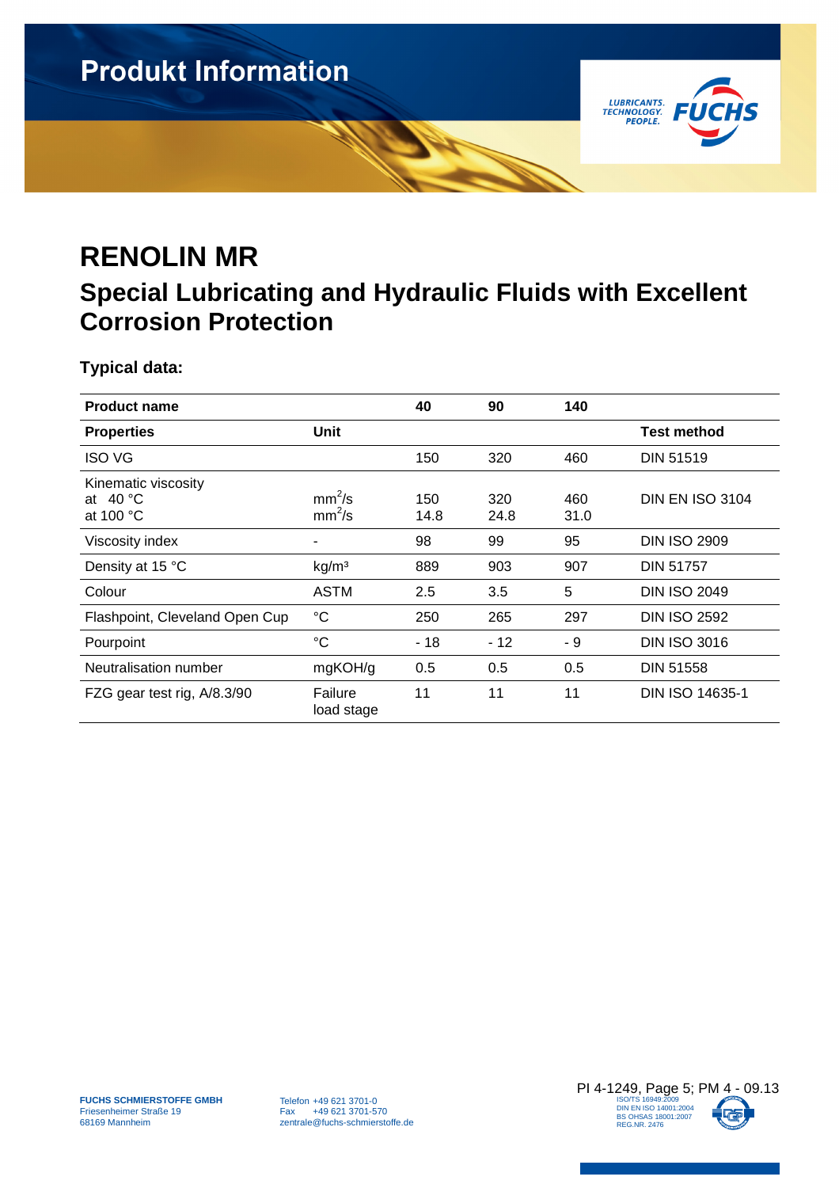# RENOLIN MR

## Special Lubricating and Hydraulic Fluids with Excellent Corrosion Protection

### Typical data:

| Product name | | 40 | 90 | 140 | |
|---|---|---|---|---|---|
| **Properties** | **Unit** | | | | **Test method** |
| ISO VG | | 150 | 320 | 460 | DIN 51519 |
| Kinematic viscosity<br>at 40 °C<br>at 100 °C | <br>$mm^2/s$<br>$mm^2/s$ | <br>150<br>14.8 | <br>320<br>24.8 | <br>460<br>31.0 | DIN EN ISO 3104 |
| Viscosity index | - | 98 | 99 | 95 | DIN ISO 2909 |
| Density at 15 °C | $kg/m^3$ | 889 | 903 | 907 | DIN 51757 |
| Colour | ASTM | 2.5 | 3.5 | 5 | DIN ISO 2049 |
| Flashpoint, Cleveland Open Cup | °C | 250 | 265 | 297 | DIN ISO 2592 |
| Pourpoint | °C | - 18 | - 12 | - 9 | DIN ISO 3016 |
| Neutralisation number | mgKOH/g | 0.5 | 0.5 | 0.5 | DIN 51558 |
| FZG gear test rig, A/8.3/90 | Failure load stage | 11 | 11 | 11 | DIN ISO 14635-1 |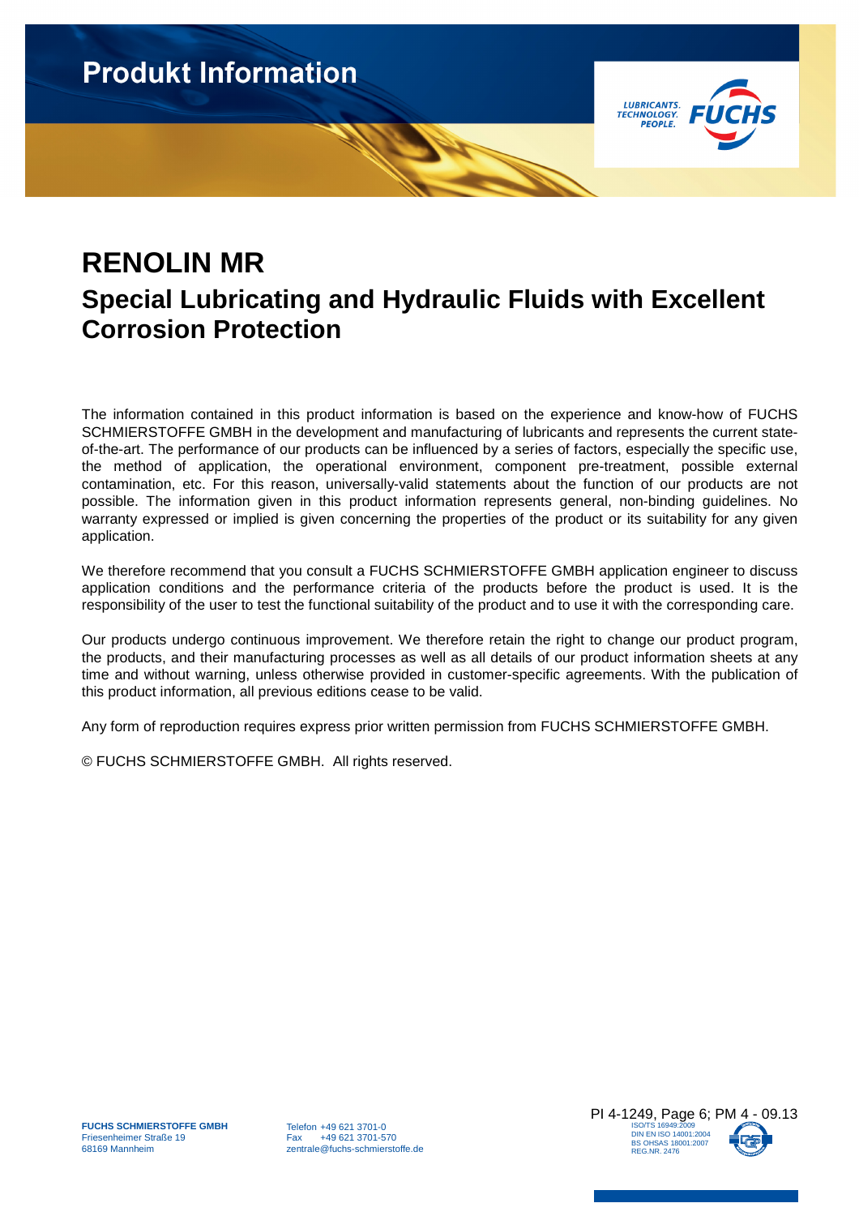# RENOLIN MR

## Special Lubricating and Hydraulic Fluids with Excellent Corrosion Protection

The information contained in this product information is based on the experience and know-how of FUCHS SCHMIERSTOFFE GMBH in the development and manufacturing of lubricants and represents the current state-of-the-art. The performance of our products can be influenced by a series of factors, especially the specific use, the method of application, the operational environment, component pre-treatment, possible external contamination, etc. For this reason, universally-valid statements about the function of our products are not possible. The information given in this product information represents general, non-binding guidelines. No warranty expressed or implied is given concerning the properties of the product or its suitability for any given application.

We therefore recommend that you consult a FUCHS SCHMIERSTOFFE GMBH application engineer to discuss application conditions and the performance criteria of the products before the product is used. It is the responsibility of the user to test the functional suitability of the product and to use it with the corresponding care.

Our products undergo continuous improvement. We therefore retain the right to change our product program, the products, and their manufacturing processes as well as all details of our product information sheets at any time and without warning, unless otherwise provided in customer-specific agreements. With the publication of this product information, all previous editions cease to be valid.

Any form of reproduction requires express prior written permission from FUCHS SCHMIERSTOFFE GMBH.

© FUCHS SCHMIERSTOFFE GMBH. All rights reserved.